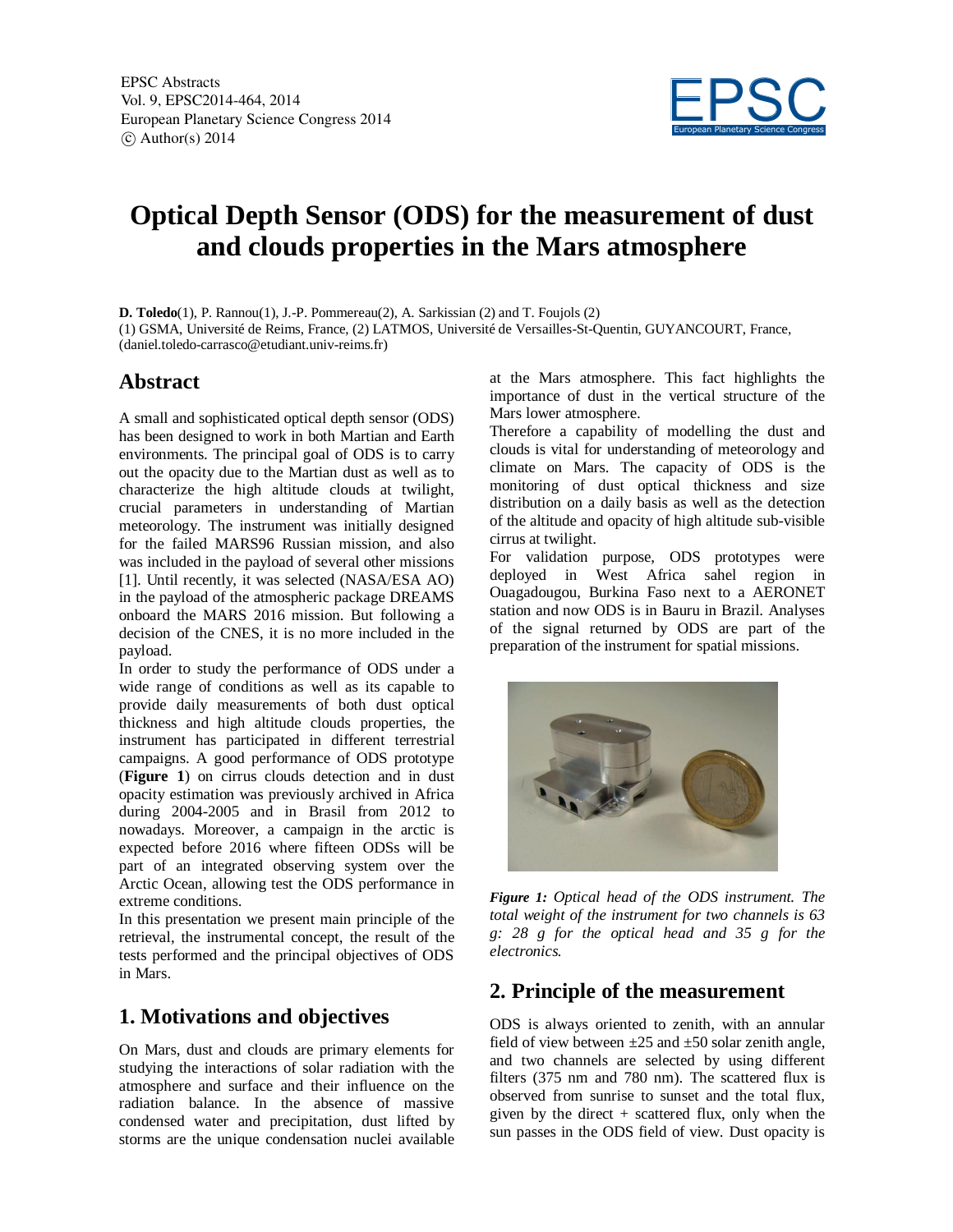# Optical Depth Sensor (ODS) for the measurement of dust and clouds properties in the Mars atmosphere

**D. Toledo**(1), P. Rannou(1), J.-P. Pommereau(2), A. Sarkissian (2) and T. Foujols (2)

(1) GSMA, Université de Reims, France, (2) LATMOS, Université de Versailles-St-Quentin, GUYANCOURT, France, (daniel.toledo-carrasco@etudiant.univ-reims.fr)

## Abstract

A small and sophisticated optical depth sensor (ODS) has been designed to work in both Martian and Earth environments. The principal goal of ODS is to carry out the opacity due to the Martian dust as well as to characterize the high altitude clouds at twilight, crucial parameters in understanding of Martian meteorology. The instrument was initially designed for the failed MARS96 Russian mission, and also was included in the payload of several other missions [1]. Until recently, it was selected (NASA/ESA AO) in the payload of the atmospheric package DREAMS onboard the MARS 2016 mission. But following a decision of the CNES, it is no more included in the payload.

In order to study the performance of ODS under a wide range of conditions as well as its capable to provide daily measurements of both dust optical thickness and high altitude clouds properties, the instrument has participated in different terrestrial campaigns. A good performance of ODS prototype (**Figure 1**) on cirrus clouds detection and in dust opacity estimation was previously archived in Africa during 2004-2005 and in Brasil from 2012 to nowadays. Moreover, a campaign in the arctic is expected before 2016 where fifteen ODSs will be part of an integrated observing system over the Arctic Ocean, allowing test the ODS performance in extreme conditions.

In this presentation we present main principle of the retrieval, the instrumental concept, the result of the tests performed and the principal objectives of ODS in Mars.

## 1. Motivations and objectives

On Mars, dust and clouds are primary elements for studying the interactions of solar radiation with the atmosphere and surface and their influence on the radiation balance. In the absence of massive condensed water and precipitation, dust lifted by storms are the unique condensation nuclei available at the Mars atmosphere. This fact highlights the importance of dust in the vertical structure of the Mars lower atmosphere.

Therefore a capability of modelling the dust and clouds is vital for understanding of meteorology and climate on Mars. The capacity of ODS is the monitoring of dust optical thickness and size distribution on a daily basis as well as the detection of the altitude and opacity of high altitude sub-visible cirrus at twilight.

For validation purpose, ODS prototypes were deployed in West Africa sahel region in Ouagadougou, Burkina Faso next to a AERONET station and now ODS is in Bauru in Brazil. Analyses of the signal returned by ODS are part of the preparation of the instrument for spatial missions.

*Figure 1: Optical head of the ODS instrument. The total weight of the instrument for two channels is 63 g: 28 g for the optical head and 35 g for the electronics.*

## 2. Principle of the measurement

ODS is always oriented to zenith, with an annular field of view between ±25 and ±50 solar zenith angle, and two channels are selected by using different filters (375 nm and 780 nm). The scattered flux is observed from sunrise to sunset and the total flux, given by the direct + scattered flux, only when the sun passes in the ODS field of view. Dust opacity is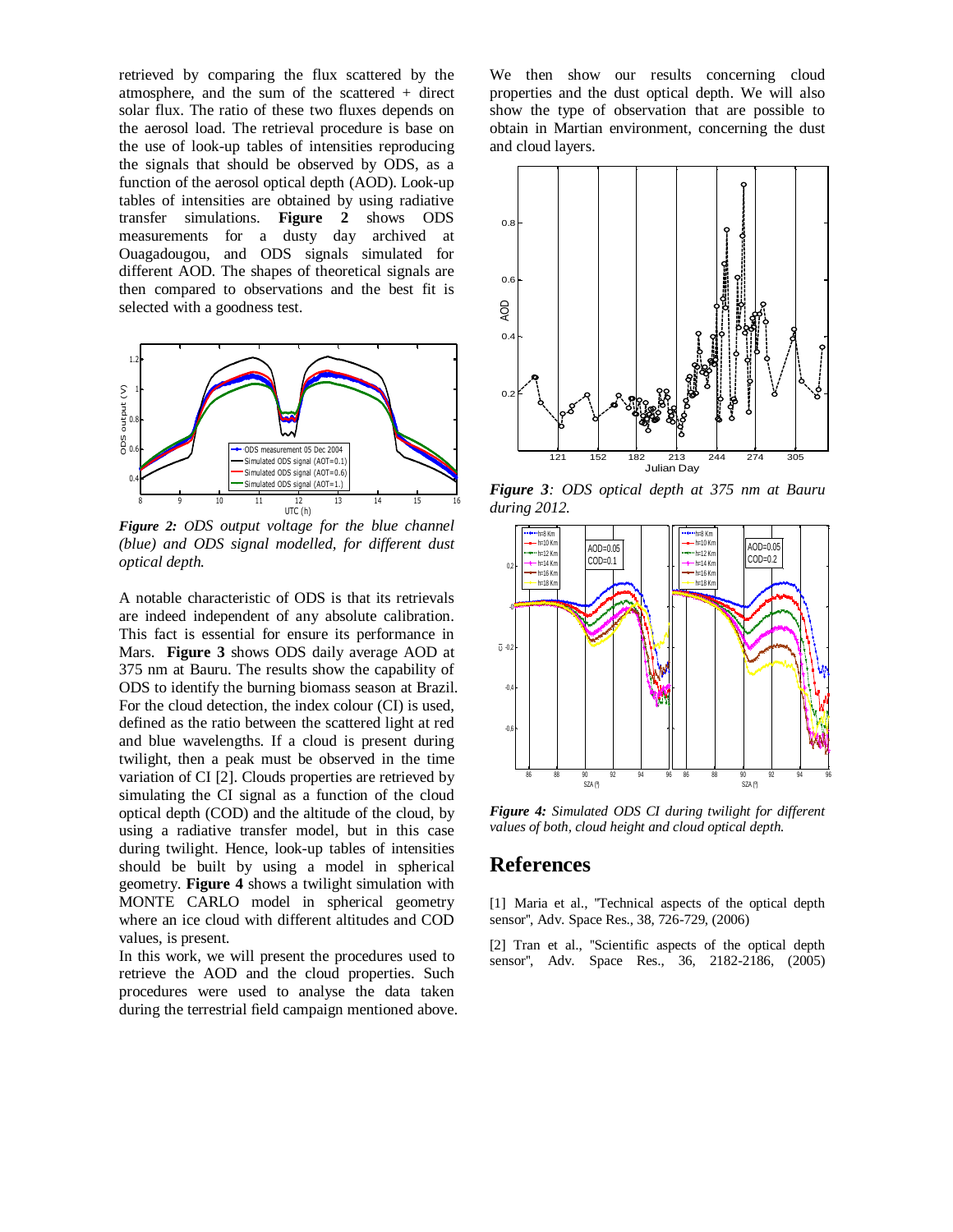retrieved by comparing the flux scattered by the atmosphere, and the sum of the scattered + direct solar flux. The ratio of these two fluxes depends on the aerosol load. The retrieval procedure is base on the use of look-up tables of intensities reproducing the signals that should be observed by ODS, as a function of the aerosol optical depth (AOD). Look-up tables of intensities are obtained by using radiative transfer simulations. **Figure 2** shows ODS measurements for a dusty day archived at Ouagadougou, and ODS signals simulated for different AOD. The shapes of theoretical signals are then compared to observations and the best fit is selected with a goodness test.

ODS output (V)
1.2
1
0.8
0.6
0.4
8 9 10 11 12 13 14 15 16
UTC (h)
ODS measurement 05 Dec 2004
Simulated ODS signal (AOT=0.1)
Simulated ODS signal (AOT=0.6)
Simulated ODS signal (AOT=1.)

***Figure 2:*** *ODS output voltage for the blue channel (blue) and ODS signal modelled, for different dust optical depth.*

A notable characteristic of ODS is that its retrievals are indeed independent of any absolute calibration. This fact is essential for ensure its performance in Mars. **Figure 3** shows ODS daily average AOD at 375 nm at Bauru. The results show the capability of ODS to identify the burning biomass season at Brazil. For the cloud detection, the index colour (CI) is used, defined as the ratio between the scattered light at red and blue wavelengths. If a cloud is present during twilight, then a peak must be observed in the time variation of CI [2]. Clouds properties are retrieved by simulating the CI signal as a function of the cloud optical depth (COD) and the altitude of the cloud, by using a radiative transfer model, but in this case during twilight. Hence, look-up tables of intensities should be built by using a model in spherical geometry. **Figure 4** shows a twilight simulation with MONTE CARLO model in spherical geometry where an ice cloud with different altitudes and COD values, is present.

In this work, we will present the procedures used to retrieve the AOD and the cloud properties. Such procedures were used to analyse the data taken during the terrestrial field campaign mentioned above. We then show our results concerning cloud properties and the dust optical depth. We will also show the type of observation that are possible to obtain in Martian environment, concerning the dust and cloud layers.

AOD
0.8
0.6
0.4
0.2
121 152 182 213 244 274 305
Julian Day

***Figure 3****: ODS optical depth at 375 nm at Bauru during 2012.*

h=8 Km
h=10 Km
h=12 Km
h=14 Km
h=16 Km
h=18 Km
AOD=0.05
COD=0.1
AOD=0.05
COD=0.2
CI
0.2
0
-0.2
-0.4
-0.6
86 88 90 92 94 96
SZA (°)

***Figure 4:*** *Simulated ODS CI during twilight for different values of both, cloud height and cloud optical depth.*

## References

[1] Maria et al., "Technical aspects of the optical depth sensor", Adv. Space Res., 38, 726-729, (2006)

[2] Tran et al., "Scientific aspects of the optical depth sensor", Adv. Space Res., 36, 2182-2186, (2005)